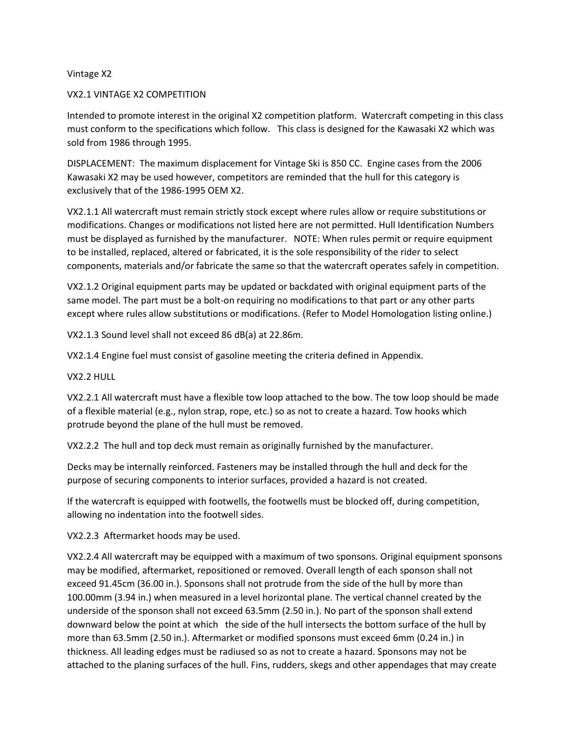# Vintage X2

## VX2.1 VINTAGE X2 COMPETITION

Intended to promote interest in the original X2 competition platform. Watercraft competing in this class must conform to the specifications which follow. This class is designed for the Kawasaki X2 which was sold from 1986 through 1995.

DISPLACEMENT: The maximum displacement for Vintage Ski is 850 CC. Engine cases from the 2006 Kawasaki X2 may be used however, competitors are reminded that the hull for this category is exclusively that of the 1986-1995 OEM X2.

VX2.1.1 All watercraft must remain strictly stock except where rules allow or require substitutions or modifications. Changes or modifications not listed here are not permitted. Hull Identification Numbers must be displayed as furnished by the manufacturer. NOTE: When rules permit or require equipment to be installed, replaced, altered or fabricated, it is the sole responsibility of the rider to select components, materials and/or fabricate the same so that the watercraft operates safely in competition.

VX2.1.2 Original equipment parts may be updated or backdated with original equipment parts of the same model. The part must be a bolt-on requiring no modifications to that part or any other parts except where rules allow substitutions or modifications. (Refer to Model Homologation listing online.)

VX2.1.3 Sound level shall not exceed 86 dB(a) at 22.86m.

VX2.1.4 Engine fuel must consist of gasoline meeting the criteria defined in Appendix.

## VX2.2 HULL

VX2.2.1 All watercraft must have a flexible tow loop attached to the bow. The tow loop should be made of a flexible material (e.g., nylon strap, rope, etc.) so as not to create a hazard. Tow hooks which protrude beyond the plane of the hull must be removed.

VX2.2.2 The hull and top deck must remain as originally furnished by the manufacturer.

Decks may be internally reinforced. Fasteners may be installed through the hull and deck for the purpose of securing components to interior surfaces, provided a hazard is not created.

If the watercraft is equipped with footwells, the footwells must be blocked off, during competition, allowing no indentation into the footwell sides.

VX2.2.3 Aftermarket hoods may be used.

VX2.2.4 All watercraft may be equipped with a maximum of two sponsons. Original equipment sponsons may be modified, aftermarket, repositioned or removed. Overall length of each sponson shall not exceed 91.45cm (36.00 in.). Sponsons shall not protrude from the side of the hull by more than 100.00mm (3.94 in.) when measured in a level horizontal plane. The vertical channel created by the underside of the sponson shall not exceed 63.5mm (2.50 in.). No part of the sponson shall extend downward below the point at which the side of the hull intersects the bottom surface of the hull by more than 63.5mm (2.50 in.). Aftermarket or modified sponsons must exceed 6mm (0.24 in.) in thickness. All leading edges must be radiused so as not to create a hazard. Sponsons may not be attached to the planing surfaces of the hull. Fins, rudders, skegs and other appendages that may create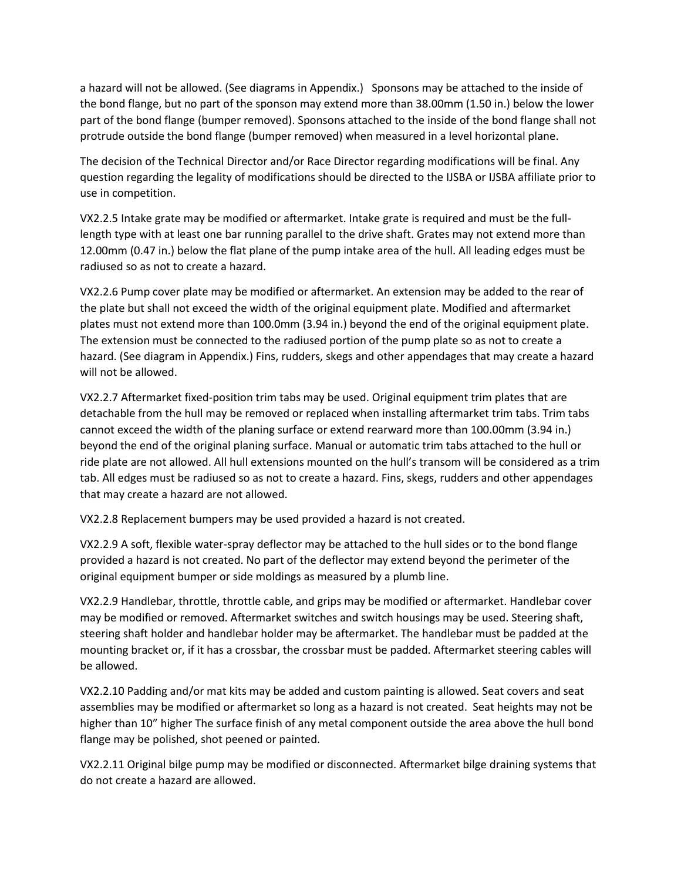a hazard will not be allowed. (See diagrams in Appendix.) Sponsons may be attached to the inside of the bond flange, but no part of the sponson may extend more than 38.00mm (1.50 in.) below the lower part of the bond flange (bumper removed). Sponsons attached to the inside of the bond flange shall not protrude outside the bond flange (bumper removed) when measured in a level horizontal plane.

The decision of the Technical Director and/or Race Director regarding modifications will be final. Any question regarding the legality of modifications should be directed to the IJSBA or IJSBA affiliate prior to use in competition.

VX2.2.5 Intake grate may be modified or aftermarket. Intake grate is required and must be the full-length type with at least one bar running parallel to the drive shaft. Grates may not extend more than 12.00mm (0.47 in.) below the flat plane of the pump intake area of the hull. All leading edges must be radiused so as not to create a hazard.

VX2.2.6 Pump cover plate may be modified or aftermarket. An extension may be added to the rear of the plate but shall not exceed the width of the original equipment plate. Modified and aftermarket plates must not extend more than 100.0mm (3.94 in.) beyond the end of the original equipment plate. The extension must be connected to the radiused portion of the pump plate so as not to create a hazard. (See diagram in Appendix.) Fins, rudders, skegs and other appendages that may create a hazard will not be allowed.

VX2.2.7 Aftermarket fixed-position trim tabs may be used. Original equipment trim plates that are detachable from the hull may be removed or replaced when installing aftermarket trim tabs. Trim tabs cannot exceed the width of the planing surface or extend rearward more than 100.00mm (3.94 in.) beyond the end of the original planing surface. Manual or automatic trim tabs attached to the hull or ride plate are not allowed. All hull extensions mounted on the hull's transom will be considered as a trim tab. All edges must be radiused so as not to create a hazard. Fins, skegs, rudders and other appendages that may create a hazard are not allowed.

VX2.2.8 Replacement bumpers may be used provided a hazard is not created.

VX2.2.9 A soft, flexible water-spray deflector may be attached to the hull sides or to the bond flange provided a hazard is not created. No part of the deflector may extend beyond the perimeter of the original equipment bumper or side moldings as measured by a plumb line.

VX2.2.9 Handlebar, throttle, throttle cable, and grips may be modified or aftermarket. Handlebar cover may be modified or removed. Aftermarket switches and switch housings may be used. Steering shaft, steering shaft holder and handlebar holder may be aftermarket. The handlebar must be padded at the mounting bracket or, if it has a crossbar, the crossbar must be padded. Aftermarket steering cables will be allowed.

VX2.2.10 Padding and/or mat kits may be added and custom painting is allowed. Seat covers and seat assemblies may be modified or aftermarket so long as a hazard is not created. Seat heights may not be higher than 10" higher The surface finish of any metal component outside the area above the hull bond flange may be polished, shot peened or painted.

VX2.2.11 Original bilge pump may be modified or disconnected. Aftermarket bilge draining systems that do not create a hazard are allowed.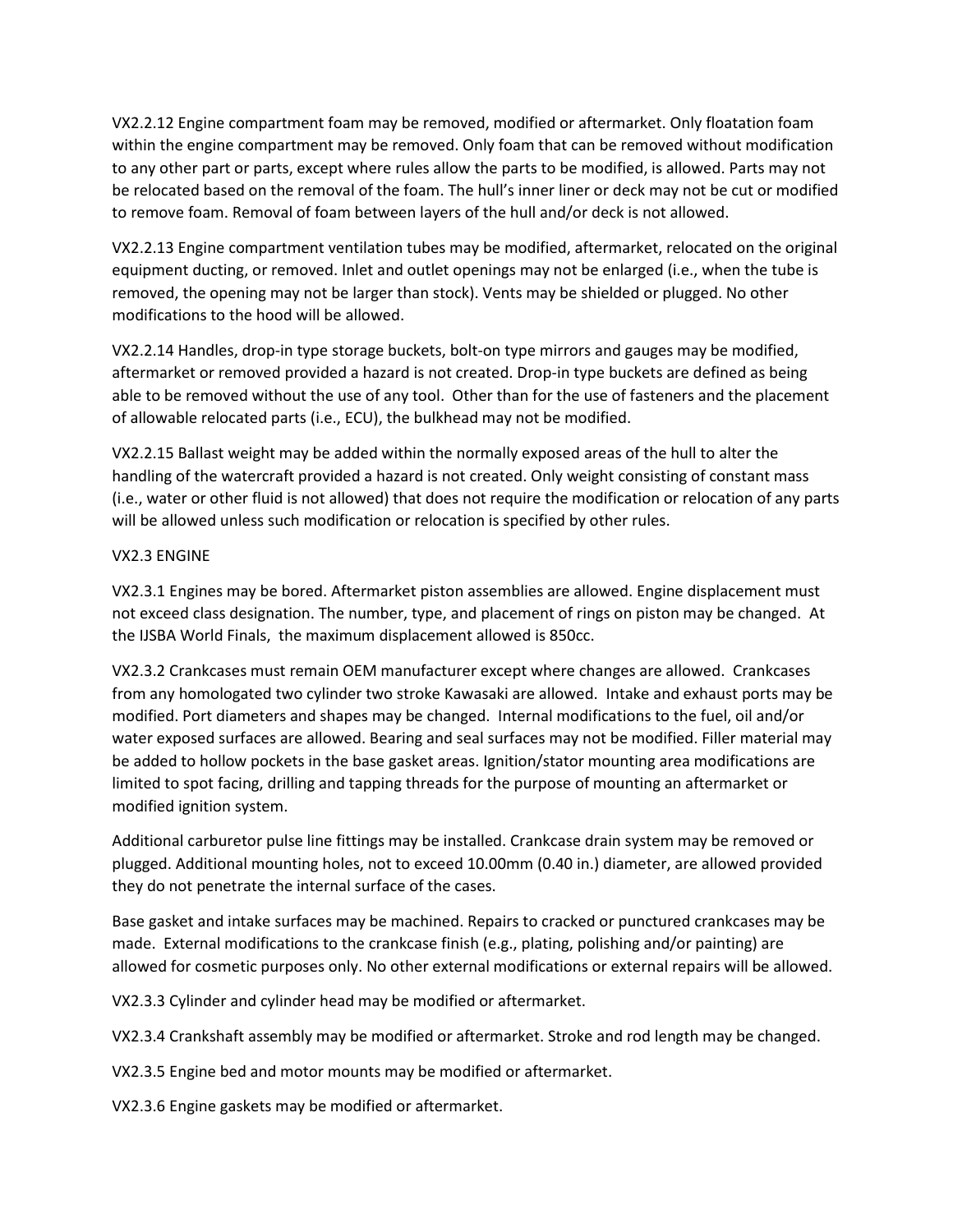VX2.2.12 Engine compartment foam may be removed, modified or aftermarket. Only floatation foam within the engine compartment may be removed. Only foam that can be removed without modification to any other part or parts, except where rules allow the parts to be modified, is allowed. Parts may not be relocated based on the removal of the foam. The hull's inner liner or deck may not be cut or modified to remove foam. Removal of foam between layers of the hull and/or deck is not allowed.

VX2.2.13 Engine compartment ventilation tubes may be modified, aftermarket, relocated on the original equipment ducting, or removed. Inlet and outlet openings may not be enlarged (i.e., when the tube is removed, the opening may not be larger than stock). Vents may be shielded or plugged. No other modifications to the hood will be allowed.

VX2.2.14 Handles, drop-in type storage buckets, bolt-on type mirrors and gauges may be modified, aftermarket or removed provided a hazard is not created. Drop-in type buckets are defined as being able to be removed without the use of any tool. Other than for the use of fasteners and the placement of allowable relocated parts (i.e., ECU), the bulkhead may not be modified.

VX2.2.15 Ballast weight may be added within the normally exposed areas of the hull to alter the handling of the watercraft provided a hazard is not created. Only weight consisting of constant mass (i.e., water or other fluid is not allowed) that does not require the modification or relocation of any parts will be allowed unless such modification or relocation is specified by other rules.

VX2.3 ENGINE

VX2.3.1 Engines may be bored. Aftermarket piston assemblies are allowed. Engine displacement must not exceed class designation. The number, type, and placement of rings on piston may be changed. At the IJSBA World Finals, the maximum displacement allowed is 850cc.

VX2.3.2 Crankcases must remain OEM manufacturer except where changes are allowed. Crankcases from any homologated two cylinder two stroke Kawasaki are allowed. Intake and exhaust ports may be modified. Port diameters and shapes may be changed. Internal modifications to the fuel, oil and/or water exposed surfaces are allowed. Bearing and seal surfaces may not be modified. Filler material may be added to hollow pockets in the base gasket areas. Ignition/stator mounting area modifications are limited to spot facing, drilling and tapping threads for the purpose of mounting an aftermarket or modified ignition system.

Additional carburetor pulse line fittings may be installed. Crankcase drain system may be removed or plugged. Additional mounting holes, not to exceed 10.00mm (0.40 in.) diameter, are allowed provided they do not penetrate the internal surface of the cases.

Base gasket and intake surfaces may be machined. Repairs to cracked or punctured crankcases may be made. External modifications to the crankcase finish (e.g., plating, polishing and/or painting) are allowed for cosmetic purposes only. No other external modifications or external repairs will be allowed.

VX2.3.3 Cylinder and cylinder head may be modified or aftermarket.

VX2.3.4 Crankshaft assembly may be modified or aftermarket. Stroke and rod length may be changed.

VX2.3.5 Engine bed and motor mounts may be modified or aftermarket.

VX2.3.6 Engine gaskets may be modified or aftermarket.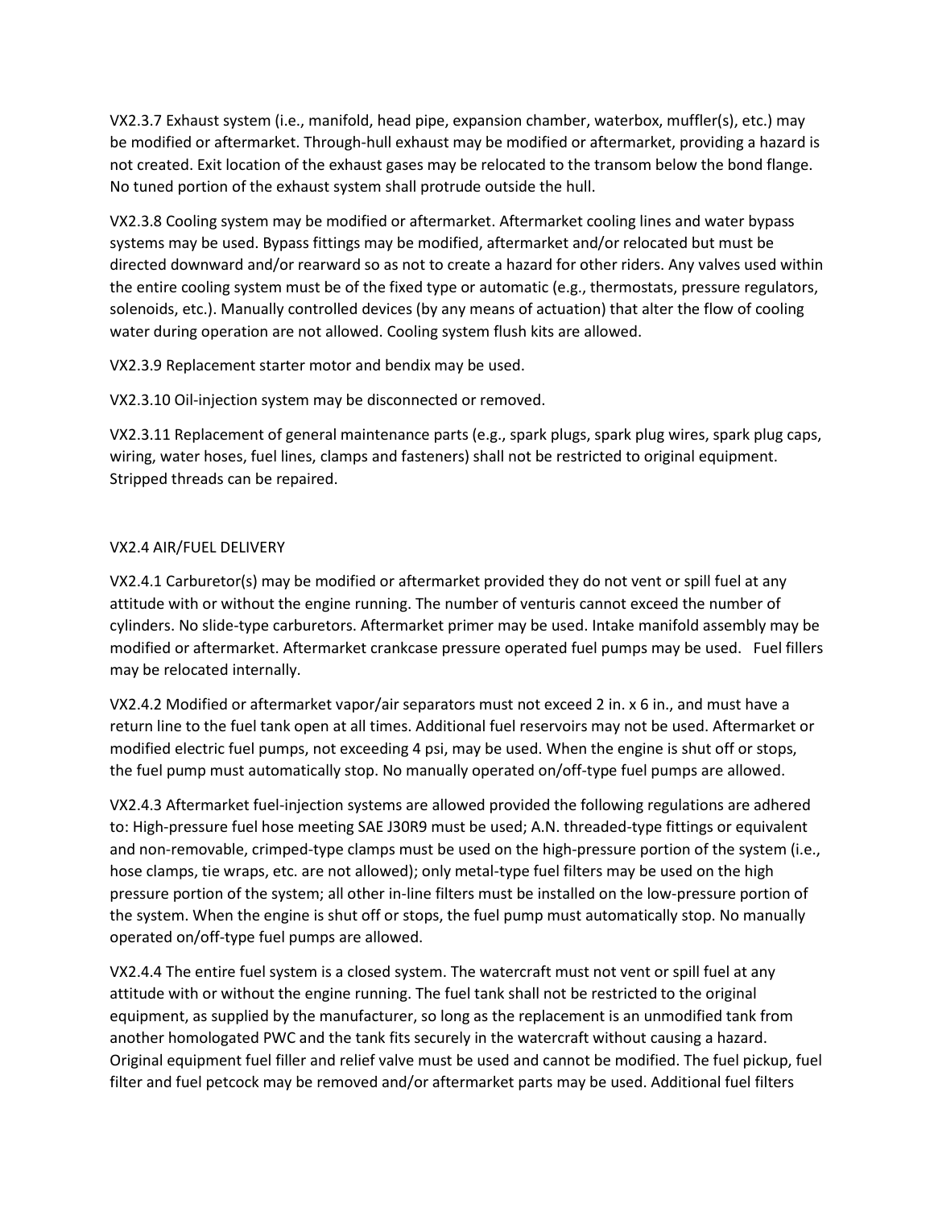VX2.3.7 Exhaust system (i.e., manifold, head pipe, expansion chamber, waterbox, muffler(s), etc.) may be modified or aftermarket. Through-hull exhaust may be modified or aftermarket, providing a hazard is not created. Exit location of the exhaust gases may be relocated to the transom below the bond flange. No tuned portion of the exhaust system shall protrude outside the hull.

VX2.3.8 Cooling system may be modified or aftermarket. Aftermarket cooling lines and water bypass systems may be used. Bypass fittings may be modified, aftermarket and/or relocated but must be directed downward and/or rearward so as not to create a hazard for other riders. Any valves used within the entire cooling system must be of the fixed type or automatic (e.g., thermostats, pressure regulators, solenoids, etc.). Manually controlled devices (by any means of actuation) that alter the flow of cooling water during operation are not allowed. Cooling system flush kits are allowed.

VX2.3.9 Replacement starter motor and bendix may be used.

VX2.3.10 Oil-injection system may be disconnected or removed.

VX2.3.11 Replacement of general maintenance parts (e.g., spark plugs, spark plug wires, spark plug caps, wiring, water hoses, fuel lines, clamps and fasteners) shall not be restricted to original equipment. Stripped threads can be repaired.

## VX2.4 AIR/FUEL DELIVERY

VX2.4.1 Carburetor(s) may be modified or aftermarket provided they do not vent or spill fuel at any attitude with or without the engine running. The number of venturis cannot exceed the number of cylinders. No slide-type carburetors. Aftermarket primer may be used. Intake manifold assembly may be modified or aftermarket. Aftermarket crankcase pressure operated fuel pumps may be used. Fuel fillers may be relocated internally.

VX2.4.2 Modified or aftermarket vapor/air separators must not exceed 2 in. x 6 in., and must have a return line to the fuel tank open at all times. Additional fuel reservoirs may not be used. Aftermarket or modified electric fuel pumps, not exceeding 4 psi, may be used. When the engine is shut off or stops, the fuel pump must automatically stop. No manually operated on/off-type fuel pumps are allowed.

VX2.4.3 Aftermarket fuel-injection systems are allowed provided the following regulations are adhered to: High-pressure fuel hose meeting SAE J30R9 must be used; A.N. threaded-type fittings or equivalent and non-removable, crimped-type clamps must be used on the high-pressure portion of the system (i.e., hose clamps, tie wraps, etc. are not allowed); only metal-type fuel filters may be used on the high pressure portion of the system; all other in-line filters must be installed on the low-pressure portion of the system. When the engine is shut off or stops, the fuel pump must automatically stop. No manually operated on/off-type fuel pumps are allowed.

VX2.4.4 The entire fuel system is a closed system. The watercraft must not vent or spill fuel at any attitude with or without the engine running. The fuel tank shall not be restricted to the original equipment, as supplied by the manufacturer, so long as the replacement is an unmodified tank from another homologated PWC and the tank fits securely in the watercraft without causing a hazard. Original equipment fuel filler and relief valve must be used and cannot be modified. The fuel pickup, fuel filter and fuel petcock may be removed and/or aftermarket parts may be used. Additional fuel filters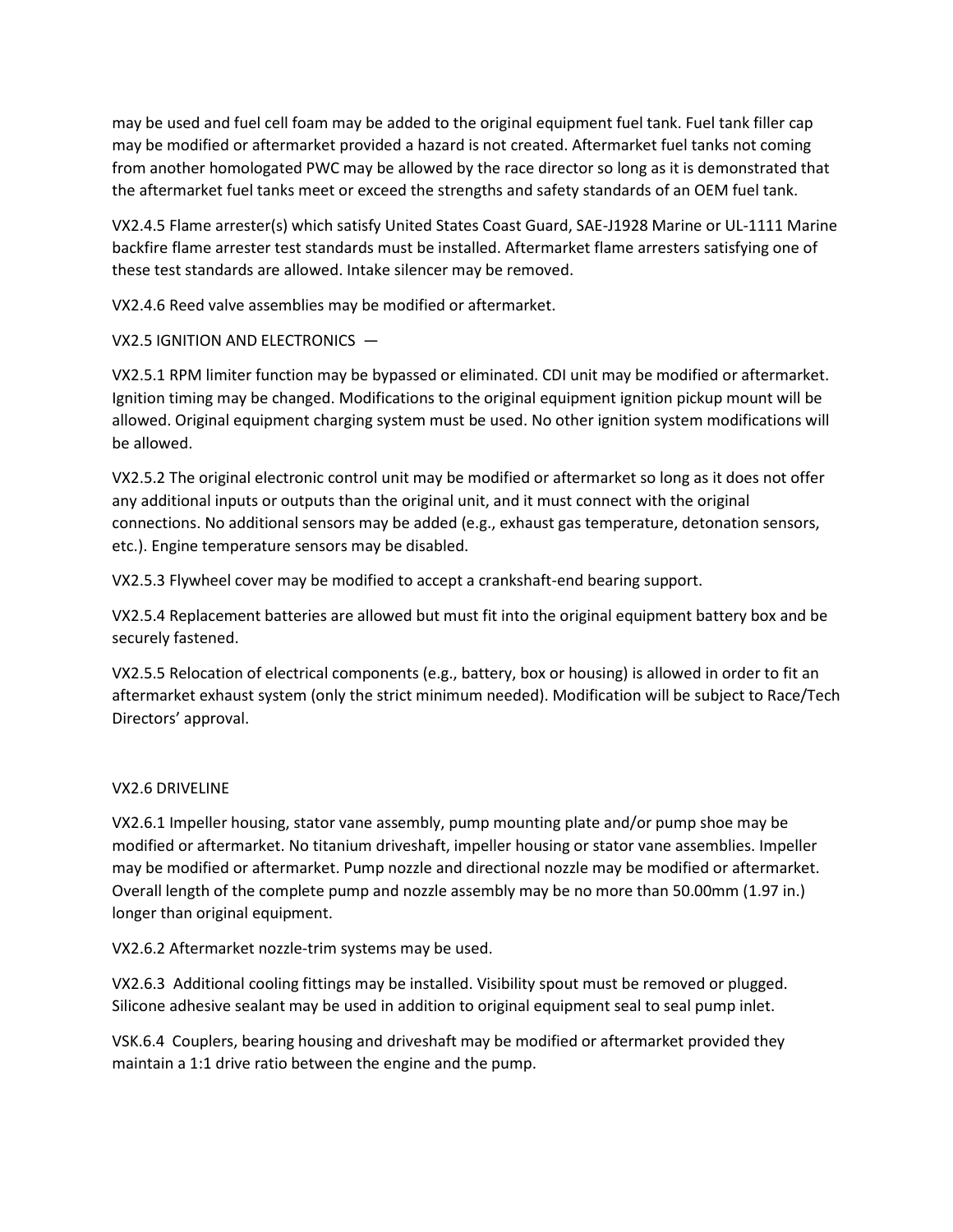may be used and fuel cell foam may be added to the original equipment fuel tank. Fuel tank filler cap may be modified or aftermarket provided a hazard is not created. Aftermarket fuel tanks not coming from another homologated PWC may be allowed by the race director so long as it is demonstrated that the aftermarket fuel tanks meet or exceed the strengths and safety standards of an OEM fuel tank.

VX2.4.5 Flame arrester(s) which satisfy United States Coast Guard, SAE-J1928 Marine or UL-1111 Marine backfire flame arrester test standards must be installed. Aftermarket flame arresters satisfying one of these test standards are allowed. Intake silencer may be removed.

VX2.4.6 Reed valve assemblies may be modified or aftermarket.

VX2.5 IGNITION AND ELECTRONICS —

VX2.5.1 RPM limiter function may be bypassed or eliminated. CDI unit may be modified or aftermarket. Ignition timing may be changed. Modifications to the original equipment ignition pickup mount will be allowed. Original equipment charging system must be used. No other ignition system modifications will be allowed.

VX2.5.2 The original electronic control unit may be modified or aftermarket so long as it does not offer any additional inputs or outputs than the original unit, and it must connect with the original connections. No additional sensors may be added (e.g., exhaust gas temperature, detonation sensors, etc.). Engine temperature sensors may be disabled.

VX2.5.3 Flywheel cover may be modified to accept a crankshaft-end bearing support.

VX2.5.4 Replacement batteries are allowed but must fit into the original equipment battery box and be securely fastened.

VX2.5.5 Relocation of electrical components (e.g., battery, box or housing) is allowed in order to fit an aftermarket exhaust system (only the strict minimum needed). Modification will be subject to Race/Tech Directors' approval.

VX2.6 DRIVELINE

VX2.6.1 Impeller housing, stator vane assembly, pump mounting plate and/or pump shoe may be modified or aftermarket. No titanium driveshaft, impeller housing or stator vane assemblies. Impeller may be modified or aftermarket. Pump nozzle and directional nozzle may be modified or aftermarket. Overall length of the complete pump and nozzle assembly may be no more than 50.00mm (1.97 in.) longer than original equipment.

VX2.6.2 Aftermarket nozzle-trim systems may be used.

VX2.6.3 Additional cooling fittings may be installed. Visibility spout must be removed or plugged. Silicone adhesive sealant may be used in addition to original equipment seal to seal pump inlet.

VSK.6.4 Couplers, bearing housing and driveshaft may be modified or aftermarket provided they maintain a 1:1 drive ratio between the engine and the pump.